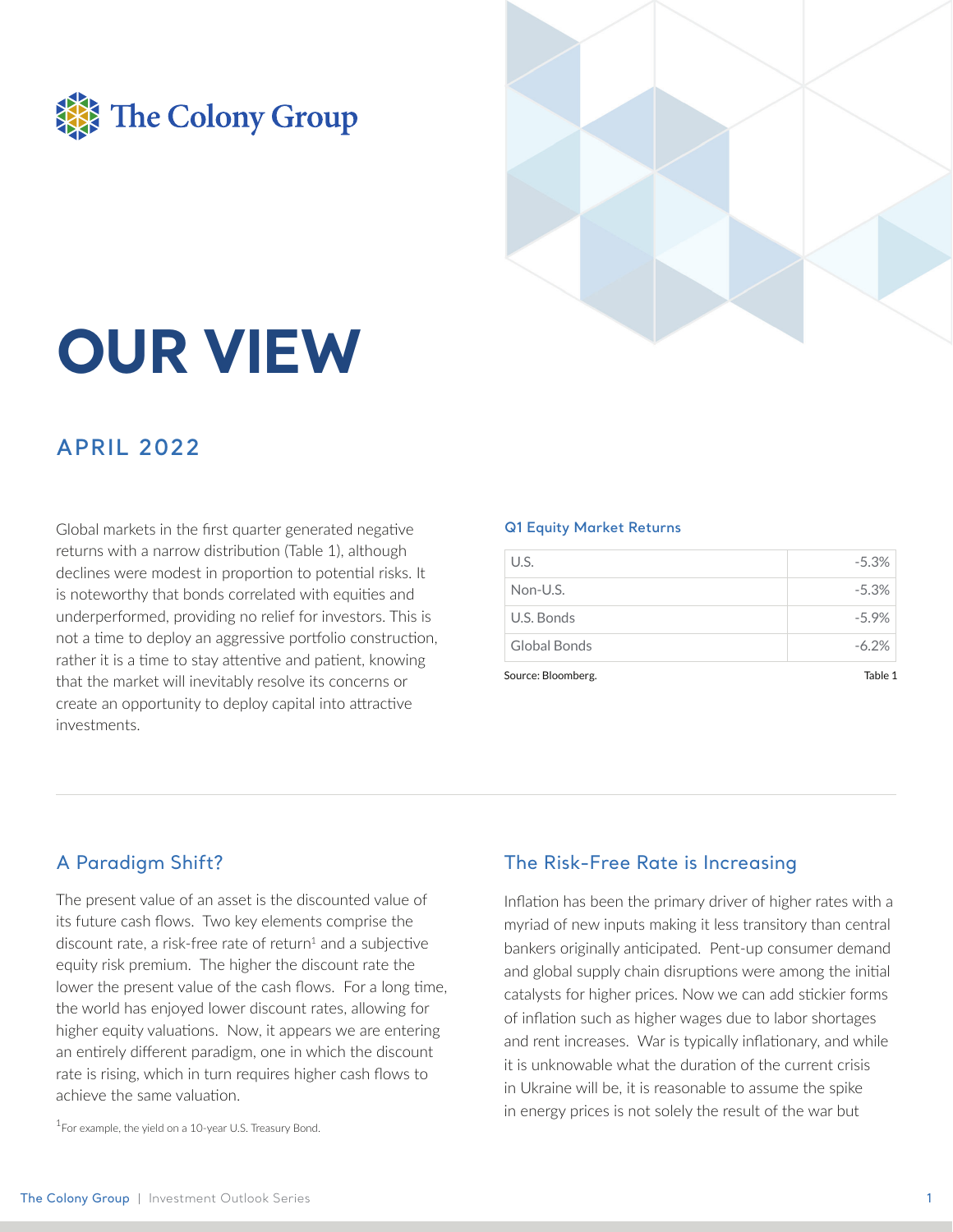# OUR VIEW

## APRIL 2022

Global markets in the first quarter generated negative returns with a narrow distribution (Table 1), although declines were modest in proportion to potential risks. It is noteworthy that bonds correlated with equities and underperformed, providing no relief for investors. This is not a time to deploy an aggressive portfolio construction, rather it is a time to stay attentive and patient, knowing that the market will inevitably resolve its concerns or create an opportunity to deploy capital into attractive investments.

**Q1 Equity Market Returns**

| | |
|---|---|
| U.S. | -5.3% |
| Non-U.S. | -5.3% |
| U.S. Bonds | -5.9% |
| Global Bonds | -6.2% |

Source: Bloomberg. Table 1

## A Paradigm Shift?

The present value of an asset is the discounted value of its future cash flows. Two key elements comprise the discount rate, a risk-free rate of return[1] and a subjective equity risk premium. The higher the discount rate the lower the present value of the cash flows. For a long time, the world has enjoyed lower discount rates, allowing for higher equity valuations. Now, it appears we are entering an entirely different paradigm, one in which the discount rate is rising, which in turn requires higher cash flows to achieve the same valuation.

[1] For example, the yield on a 10-year U.S. Treasury Bond.

## The Risk-Free Rate is Increasing

Inflation has been the primary driver of higher rates with a myriad of new inputs making it less transitory than central bankers originally anticipated. Pent-up consumer demand and global supply chain disruptions were among the initial catalysts for higher prices. Now we can add stickier forms of inflation such as higher wages due to labor shortages and rent increases. War is typically inflationary, and while it is unknowable what the duration of the current crisis in Ukraine will be, it is reasonable to assume the spike in energy prices is not solely the result of the war but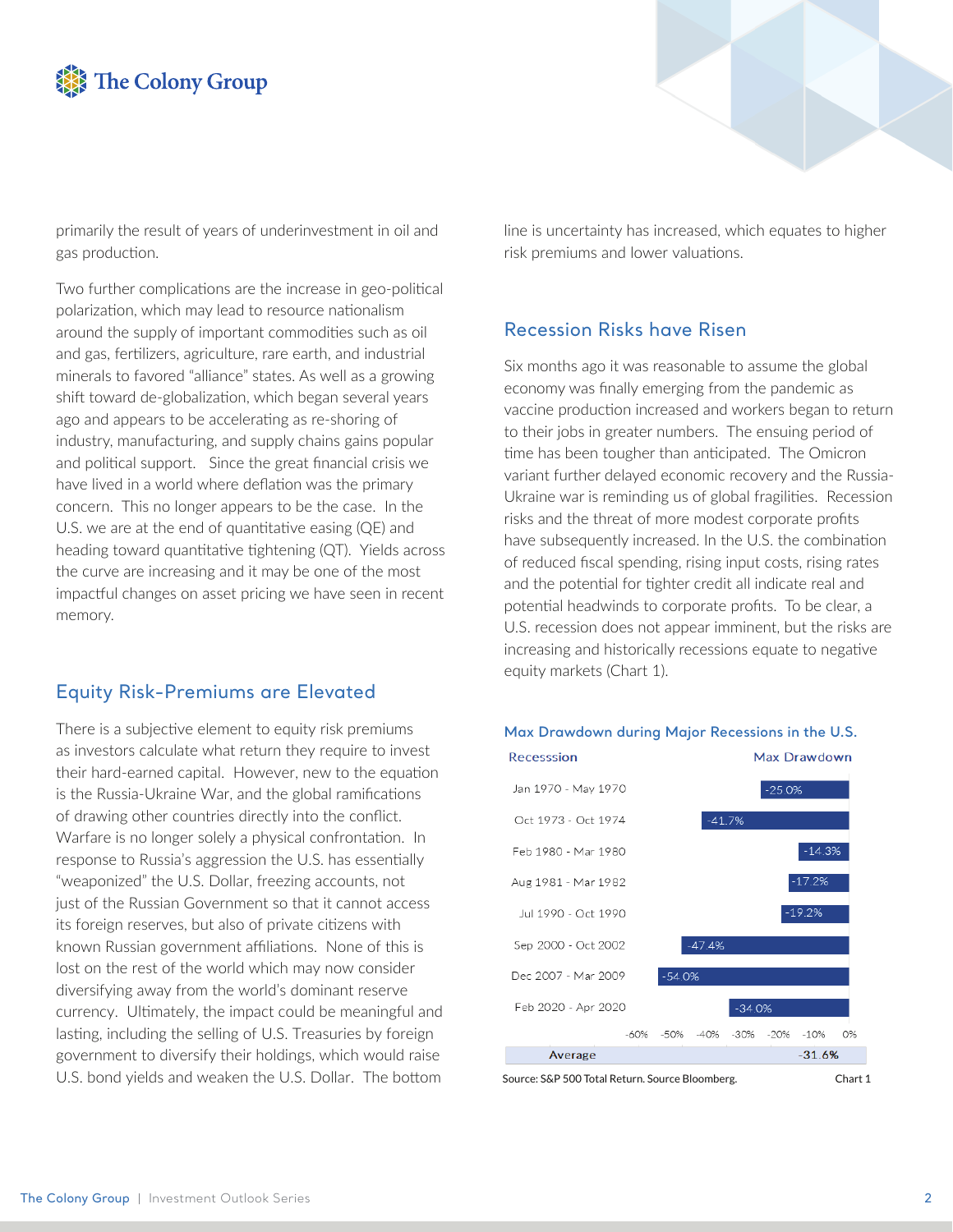primarily the result of years of underinvestment in oil and gas production.

Two further complications are the increase in geo-political polarization, which may lead to resource nationalism around the supply of important commodities such as oil and gas, fertilizers, agriculture, rare earth, and industrial minerals to favored "alliance" states. As well as a growing shift toward de-globalization, which began several years ago and appears to be accelerating as re-shoring of industry, manufacturing, and supply chains gains popular and political support. Since the great financial crisis we have lived in a world where deflation was the primary concern. This no longer appears to be the case. In the U.S. we are at the end of quantitative easing (QE) and heading toward quantitative tightening (QT). Yields across the curve are increasing and it may be one of the most impactful changes on asset pricing we have seen in recent memory.

## Equity Risk-Premiums are Elevated

There is a subjective element to equity risk premiums as investors calculate what return they require to invest their hard-earned capital. However, new to the equation is the Russia-Ukraine War, and the global ramifications of drawing other countries directly into the conflict. Warfare is no longer solely a physical confrontation. In response to Russia's aggression the U.S. has essentially "weaponized" the U.S. Dollar, freezing accounts, not just of the Russian Government so that it cannot access its foreign reserves, but also of private citizens with known Russian government affiliations. None of this is lost on the rest of the world which may now consider diversifying away from the world's dominant reserve currency. Ultimately, the impact could be meaningful and lasting, including the selling of U.S. Treasuries by foreign government to diversify their holdings, which would raise U.S. bond yields and weaken the U.S. Dollar. The bottom line is uncertainty has increased, which equates to higher risk premiums and lower valuations.

## Recession Risks have Risen

Six months ago it was reasonable to assume the global economy was finally emerging from the pandemic as vaccine production increased and workers began to return to their jobs in greater numbers. The ensuing period of time has been tougher than anticipated. The Omicron variant further delayed economic recovery and the Russia-Ukraine war is reminding us of global fragilities. Recession risks and the threat of more modest corporate profits have subsequently increased. In the U.S. the combination of reduced fiscal spending, rising input costs, rising rates and the potential for tighter credit all indicate real and potential headwinds to corporate profits. To be clear, a U.S. recession does not appear imminent, but the risks are increasing and historically recessions equate to negative equity markets (Chart 1).

### Max Drawdown during Major Recessions in the U.S.

| Recesssion | Max Drawdown |
|---|---|
| Jan 1970 - May 1970 | -25.0% |
| Oct 1973 - Oct 1974 | -41.7% |
| Feb 1980 - Mar 1980 | -14.3% |
| Aug 1981 - Mar 1982 | -17.2% |
| Jul 1990 - Oct 1990 | -19.2% |
| Sep 2000 - Oct 2002 | -47.4% |
| Dec 2007 - Mar 2009 | -54.0% |
| Feb 2020 - Apr 2020 | -34.0% |
| **Average** | **-31.6%** |

Source: S&P 500 Total Return. Source Bloomberg. Chart 1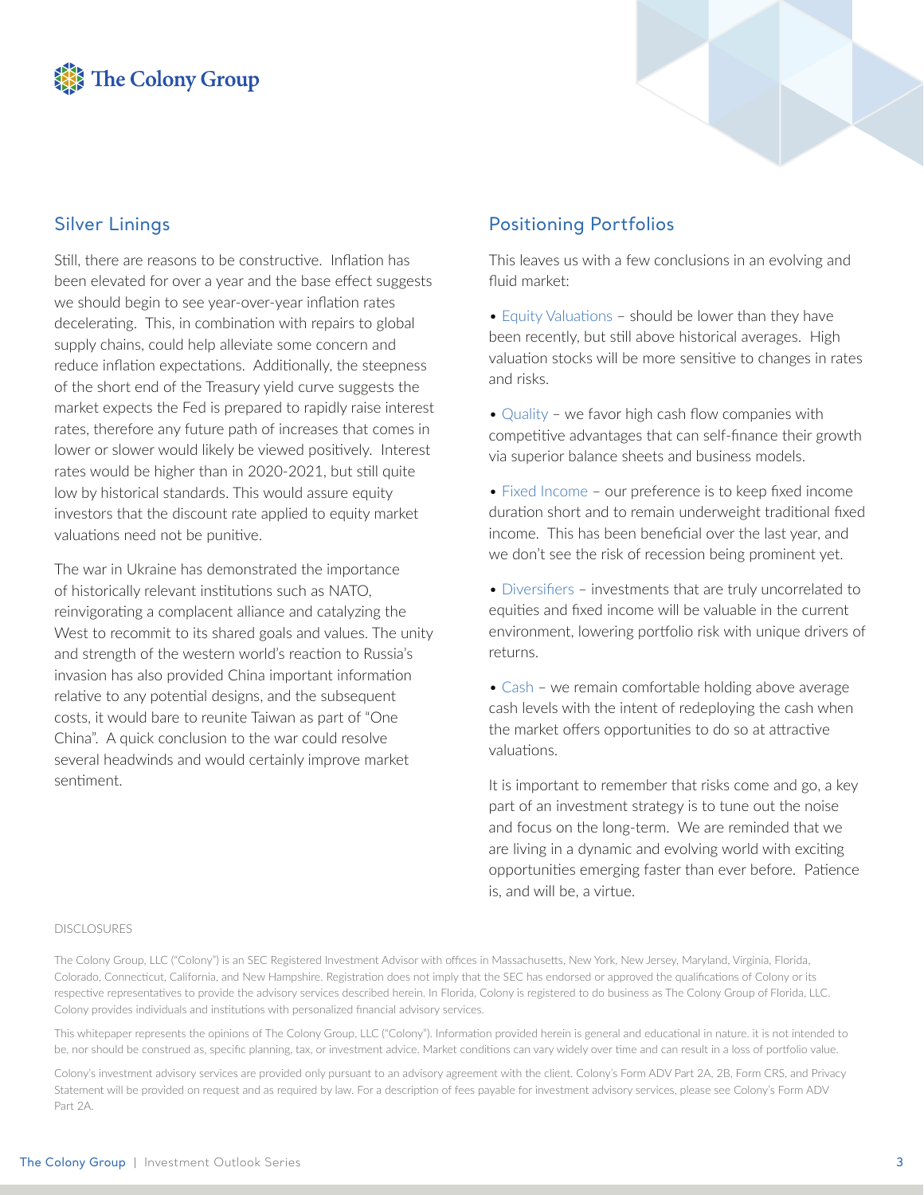## Silver Linings

Still, there are reasons to be constructive. Inflation has been elevated for over a year and the base effect suggests we should begin to see year-over-year inflation rates decelerating. This, in combination with repairs to global supply chains, could help alleviate some concern and reduce inflation expectations. Additionally, the steepness of the short end of the Treasury yield curve suggests the market expects the Fed is prepared to rapidly raise interest rates, therefore any future path of increases that comes in lower or slower would likely be viewed positively. Interest rates would be higher than in 2020-2021, but still quite low by historical standards. This would assure equity investors that the discount rate applied to equity market valuations need not be punitive.

The war in Ukraine has demonstrated the importance of historically relevant institutions such as NATO, reinvigorating a complacent alliance and catalyzing the West to recommit to its shared goals and values. The unity and strength of the western world's reaction to Russia's invasion has also provided China important information relative to any potential designs, and the subsequent costs, it would bare to reunite Taiwan as part of "One China". A quick conclusion to the war could resolve several headwinds and would certainly improve market sentiment.

## Positioning Portfolios

This leaves us with a few conclusions in an evolving and fluid market:

- Equity Valuations – should be lower than they have been recently, but still above historical averages. High valuation stocks will be more sensitive to changes in rates and risks.
- Quality – we favor high cash flow companies with competitive advantages that can self-finance their growth via superior balance sheets and business models.
- Fixed Income – our preference is to keep fixed income duration short and to remain underweight traditional fixed income. This has been beneficial over the last year, and we don't see the risk of recession being prominent yet.
- Diversifiers – investments that are truly uncorrelated to equities and fixed income will be valuable in the current environment, lowering portfolio risk with unique drivers of returns.
- Cash – we remain comfortable holding above average cash levels with the intent of redeploying the cash when the market offers opportunities to do so at attractive valuations.

It is important to remember that risks come and go, a key part of an investment strategy is to tune out the noise and focus on the long-term. We are reminded that we are living in a dynamic and evolving world with exciting opportunities emerging faster than ever before. Patience is, and will be, a virtue.

DISCLOSURES

The Colony Group, LLC ("Colony") is an SEC Registered Investment Advisor with offices in Massachusetts, New York, New Jersey, Maryland, Virginia, Florida, Colorado, Connecticut, California, and New Hampshire. Registration does not imply that the SEC has endorsed or approved the qualifications of Colony or its respective representatives to provide the advisory services described herein. In Florida, Colony is registered to do business as The Colony Group of Florida, LLC. Colony provides individuals and institutions with personalized financial advisory services.

This whitepaper represents the opinions of The Colony Group, LLC ("Colony"). Information provided herein is general and educational in nature. it is not intended to be, nor should be construed as, specific planning, tax, or investment advice. Market conditions can vary widely over time and can result in a loss of portfolio value.

Colony's investment advisory services are provided only pursuant to an advisory agreement with the client. Colony's Form ADV Part 2A, 2B, Form CRS, and Privacy Statement will be provided on request and as required by law. For a description of fees payable for investment advisory services, please see Colony's Form ADV Part 2A.